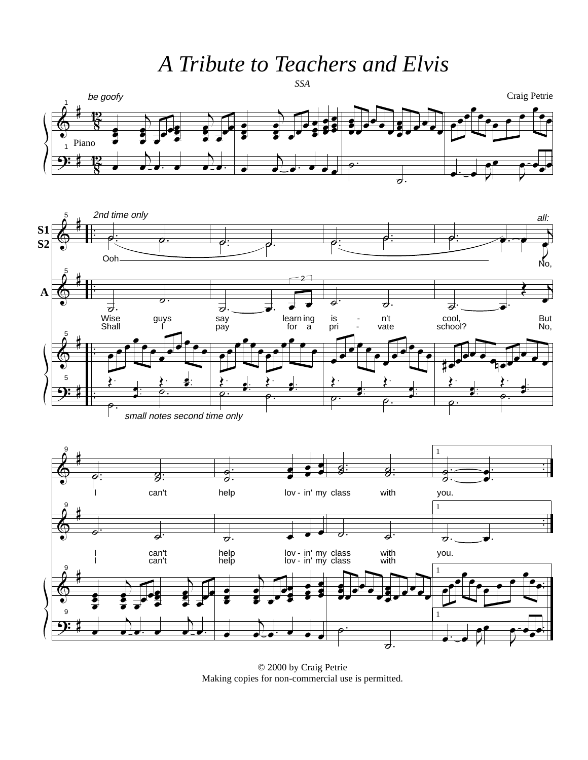# A Tribute to Teachers and Elvis

*SSA*

Craig Petrie

*be goofy*

Piano

*2nd time only*

S1
S2

Ooh

*all:*

No,

A

Wise guys say learn ing is - n't cool, But
Shall I pay for a pri - vate school? No,

*small notes second time only*

I can't help lov - in' my class with you.

I can't help lov - in' my class with you.
I can't help lov - in' my class with

© 2000 by Craig Petrie
Making copies for non-commercial use is permitted.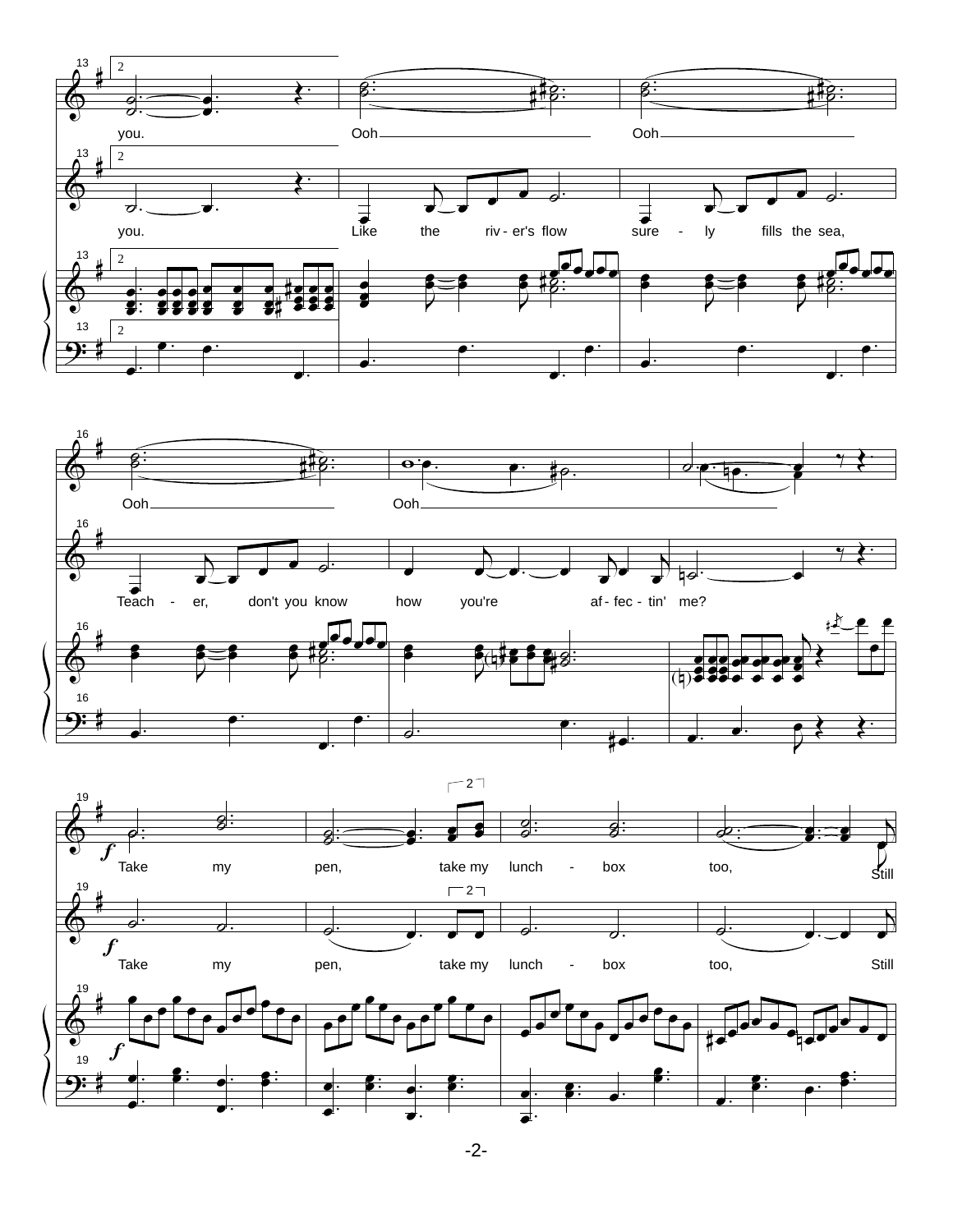you. Ooh Ooh

you. Like the riv - er's flow sure - ly fills the sea,

Ooh Ooh

Teach - er, don't you know how you're af - fec - tin' me?

*f*

Take my pen, take my lunch - box too, Still

*f*

Take my pen, take my lunch - box too, Still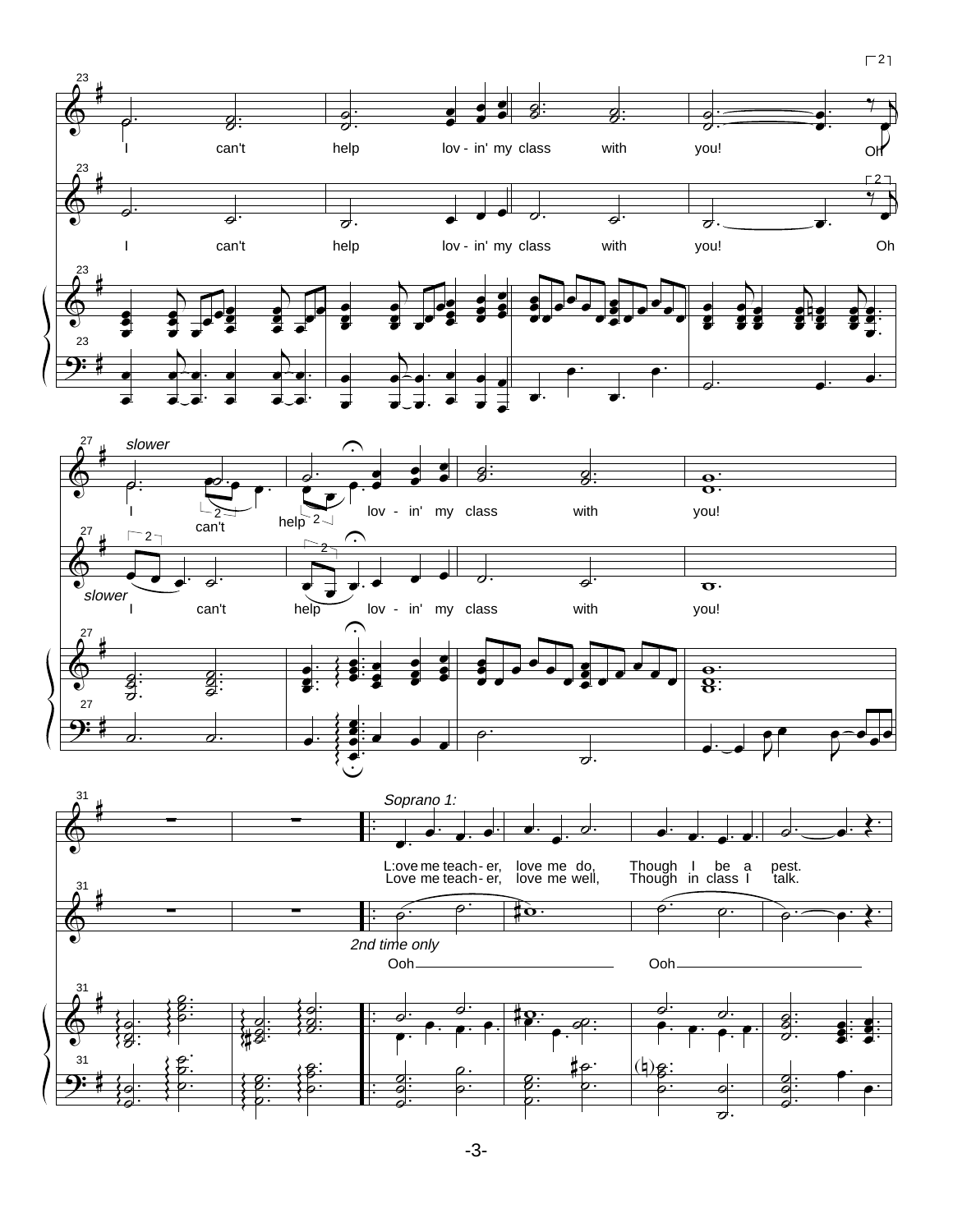I can't help lov - in' my class with you! Oh

I can't help lov - in' my class with you! Oh

*slower*

I can't help lov - in' my class with you!

*slower*

I can't help lov - in' my class with you!

*Soprano 1:*

L:ove me teach - er, love me do, Though I be a pest.
Love me teach - er, love me well, Though in class I talk.

*2nd time only*

Ooh Ooh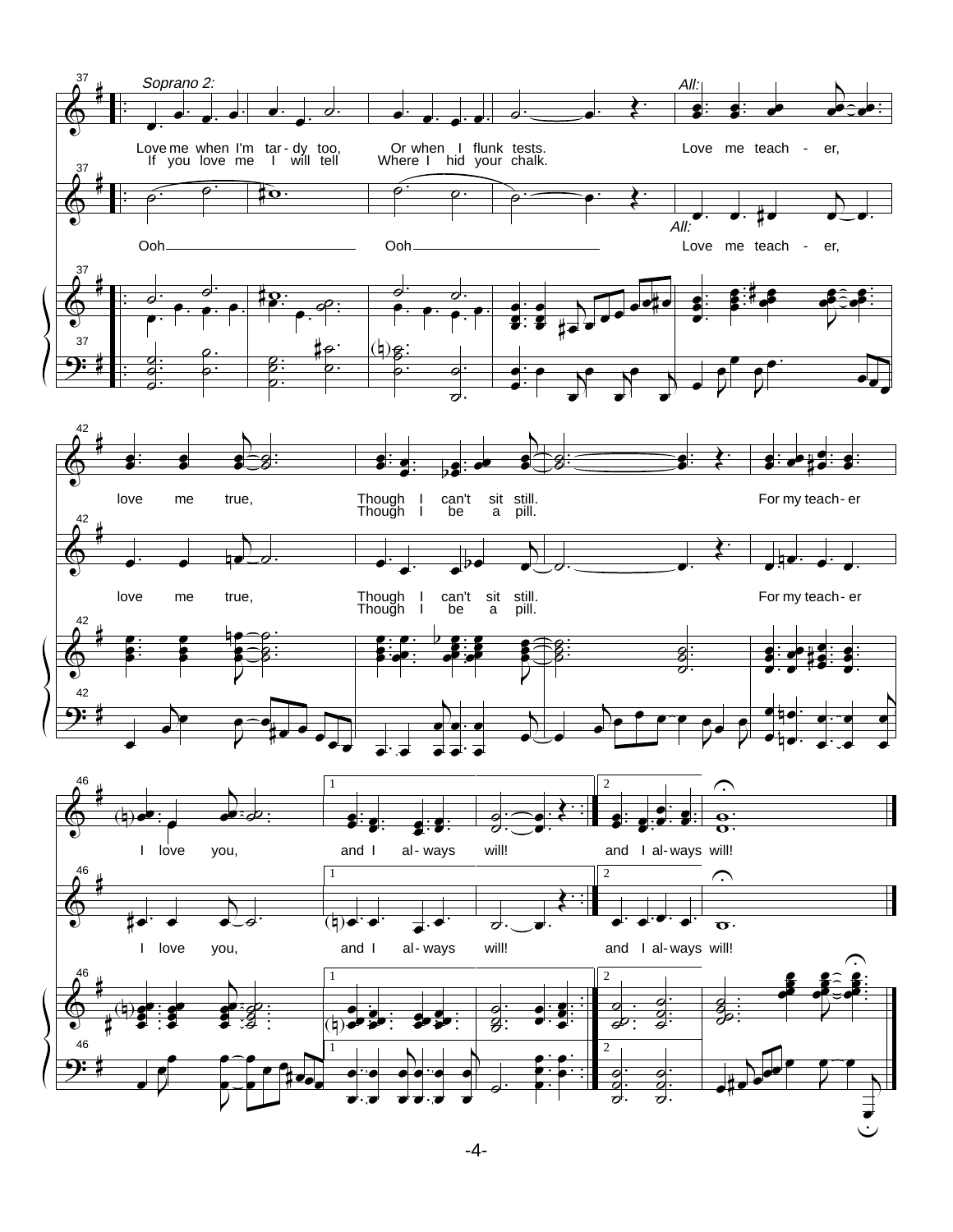Soprano 2:

Love me when I'm tar - dy too, Or when I flunk tests.

If you love me I will tell Where I hid your chalk.

All: Love me teach - er, love me true, Though I can't sit still. For my teach - er I love you, and I al - ways will! and I al - ways will!

Though I be a pill.

Ooh Ooh

All: Love me teach - er, love me true, Though I can't sit still. For my teach - er I love you, and I al - ways will! and I al - ways will!

Though I be a pill.